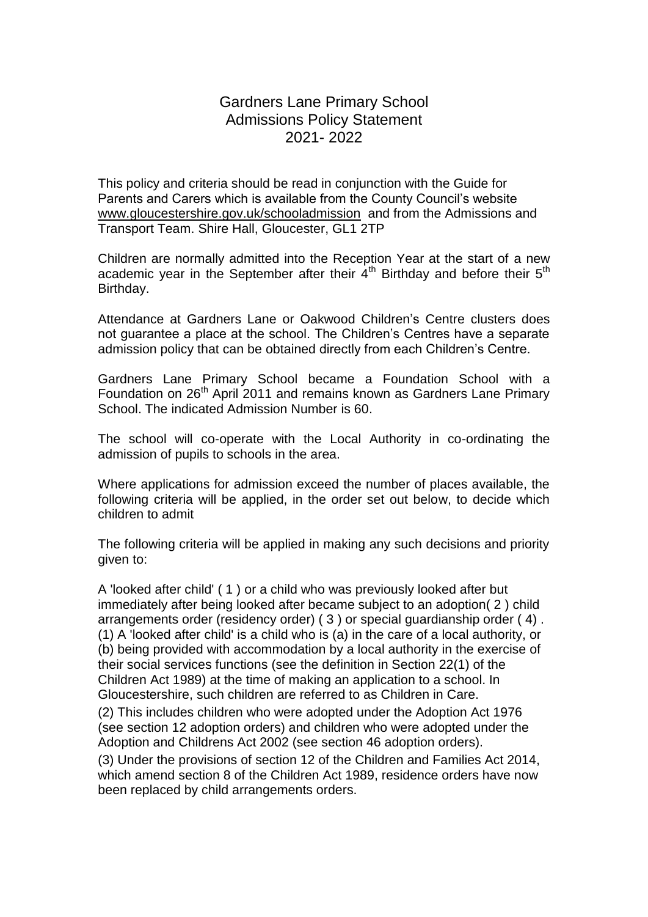# Gardners Lane Primary School
## Admissions Policy Statement
## 2021- 2022

This policy and criteria should be read in conjunction with the Guide for Parents and Carers which is available from the County Council's website www.gloucestershire.gov.uk/schooladmission and from the Admissions and Transport Team. Shire Hall, Gloucester, GL1 2TP

Children are normally admitted into the Reception Year at the start of a new academic year in the September after their 4th Birthday and before their 5th Birthday.

Attendance at Gardners Lane or Oakwood Children's Centre clusters does not guarantee a place at the school. The Children's Centres have a separate admission policy that can be obtained directly from each Children's Centre.

Gardners Lane Primary School became a Foundation School with a Foundation on 26th April 2011 and remains known as Gardners Lane Primary School. The indicated Admission Number is 60.

The school will co-operate with the Local Authority in co-ordinating the admission of pupils to schools in the area.

Where applications for admission exceed the number of places available, the following criteria will be applied, in the order set out below, to decide which children to admit

The following criteria will be applied in making any such decisions and priority given to:

A 'looked after child' ( 1 ) or a child who was previously looked after but immediately after being looked after became subject to an adoption( 2 ) child arrangements order (residency order) ( 3 ) or special guardianship order ( 4 ) .
(1) A 'looked after child' is a child who is (a) in the care of a local authority, or (b) being provided with accommodation by a local authority in the exercise of their social services functions (see the definition in Section 22(1) of the Children Act 1989) at the time of making an application to a school. In Gloucestershire, such children are referred to as Children in Care.

(2) This includes children who were adopted under the Adoption Act 1976 (see section 12 adoption orders) and children who were adopted under the Adoption and Childrens Act 2002 (see section 46 adoption orders).

(3) Under the provisions of section 12 of the Children and Families Act 2014, which amend section 8 of the Children Act 1989, residence orders have now been replaced by child arrangements orders.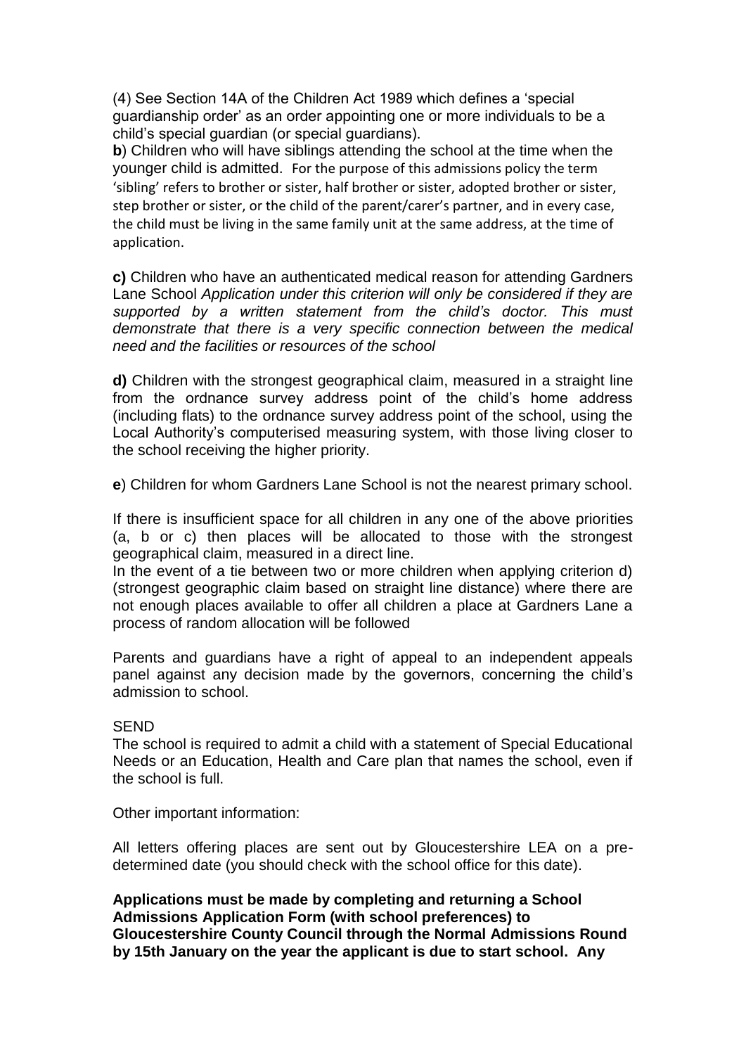(4) See Section 14A of the Children Act 1989 which defines a 'special guardianship order' as an order appointing one or more individuals to be a child's special guardian (or special guardians).

**b**) Children who will have siblings attending the school at the time when the younger child is admitted. For the purpose of this admissions policy the term 'sibling' refers to brother or sister, half brother or sister, adopted brother or sister, step brother or sister, or the child of the parent/carer's partner, and in every case, the child must be living in the same family unit at the same address, at the time of application.

**c)** Children who have an authenticated medical reason for attending Gardners Lane School *Application under this criterion will only be considered if they are supported by a written statement from the child's doctor. This must demonstrate that there is a very specific connection between the medical need and the facilities or resources of the school*

**d)** Children with the strongest geographical claim, measured in a straight line from the ordnance survey address point of the child's home address (including flats) to the ordnance survey address point of the school, using the Local Authority's computerised measuring system, with those living closer to the school receiving the higher priority.

**e**) Children for whom Gardners Lane School is not the nearest primary school.

If there is insufficient space for all children in any one of the above priorities (a, b or c) then places will be allocated to those with the strongest geographical claim, measured in a direct line.
In the event of a tie between two or more children when applying criterion d) (strongest geographic claim based on straight line distance) where there are not enough places available to offer all children a place at Gardners Lane a process of random allocation will be followed

Parents and guardians have a right of appeal to an independent appeals panel against any decision made by the governors, concerning the child's admission to school.

SEND
The school is required to admit a child with a statement of Special Educational Needs or an Education, Health and Care plan that names the school, even if the school is full.

Other important information:

All letters offering places are sent out by Gloucestershire LEA on a pre-determined date (you should check with the school office for this date).

**Applications must be made by completing and returning a School Admissions Application Form (with school preferences) to Gloucestershire County Council through the Normal Admissions Round by 15th January on the year the applicant is due to start school. Any**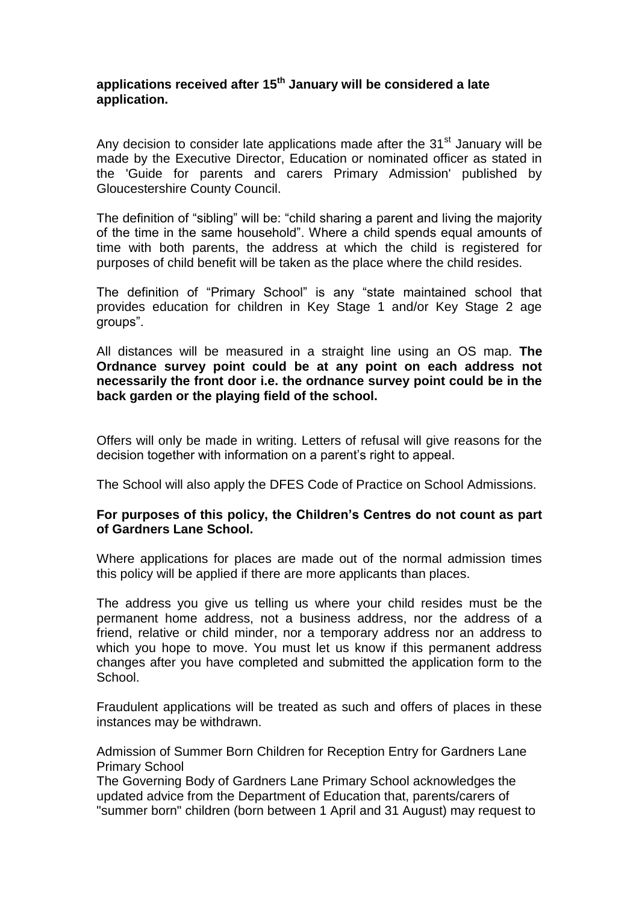**applications received after 15th January will be considered a late application.**

Any decision to consider late applications made after the 31st January will be made by the Executive Director, Education or nominated officer as stated in the 'Guide for parents and carers Primary Admission' published by Gloucestershire County Council.

The definition of "sibling" will be: "child sharing a parent and living the majority of the time in the same household". Where a child spends equal amounts of time with both parents, the address at which the child is registered for purposes of child benefit will be taken as the place where the child resides.

The definition of "Primary School" is any "state maintained school that provides education for children in Key Stage 1 and/or Key Stage 2 age groups".

All distances will be measured in a straight line using an OS map. **The Ordnance survey point could be at any point on each address not necessarily the front door i.e. the ordnance survey point could be in the back garden or the playing field of the school.**

Offers will only be made in writing. Letters of refusal will give reasons for the decision together with information on a parent's right to appeal.

The School will also apply the DFES Code of Practice on School Admissions.

**For purposes of this policy, the Children's Centres do not count as part of Gardners Lane School.**

Where applications for places are made out of the normal admission times this policy will be applied if there are more applicants than places.

The address you give us telling us where your child resides must be the permanent home address, not a business address, nor the address of a friend, relative or child minder, nor a temporary address nor an address to which you hope to move. You must let us know if this permanent address changes after you have completed and submitted the application form to the School.

Fraudulent applications will be treated as such and offers of places in these instances may be withdrawn.

Admission of Summer Born Children for Reception Entry for Gardners Lane Primary School

The Governing Body of Gardners Lane Primary School acknowledges the updated advice from the Department of Education that, parents/carers of "summer born" children (born between 1 April and 31 August) may request to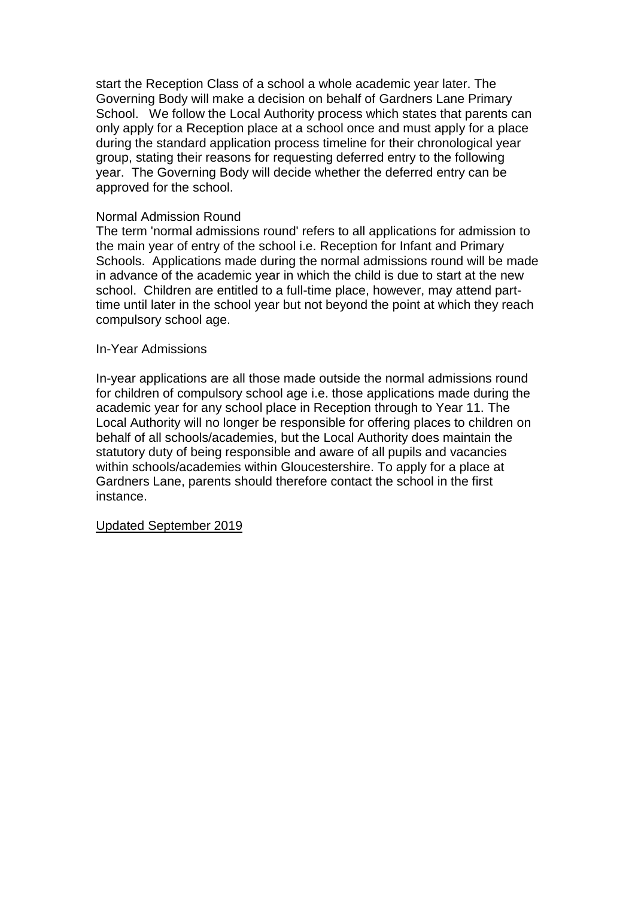start the Reception Class of a school a whole academic year later. The Governing Body will make a decision on behalf of Gardners Lane Primary School. We follow the Local Authority process which states that parents can only apply for a Reception place at a school once and must apply for a place during the standard application process timeline for their chronological year group, stating their reasons for requesting deferred entry to the following year. The Governing Body will decide whether the deferred entry can be approved for the school.

Normal Admission Round

The term 'normal admissions round' refers to all applications for admission to the main year of entry of the school i.e. Reception for Infant and Primary Schools. Applications made during the normal admissions round will be made in advance of the academic year in which the child is due to start at the new school. Children are entitled to a full-time place, however, may attend part-time until later in the school year but not beyond the point at which they reach compulsory school age.

In-Year Admissions

In-year applications are all those made outside the normal admissions round for children of compulsory school age i.e. those applications made during the academic year for any school place in Reception through to Year 11. The Local Authority will no longer be responsible for offering places to children on behalf of all schools/academies, but the Local Authority does maintain the statutory duty of being responsible and aware of all pupils and vacancies within schools/academies within Gloucestershire. To apply for a place at Gardners Lane, parents should therefore contact the school in the first instance.

Updated September 2019